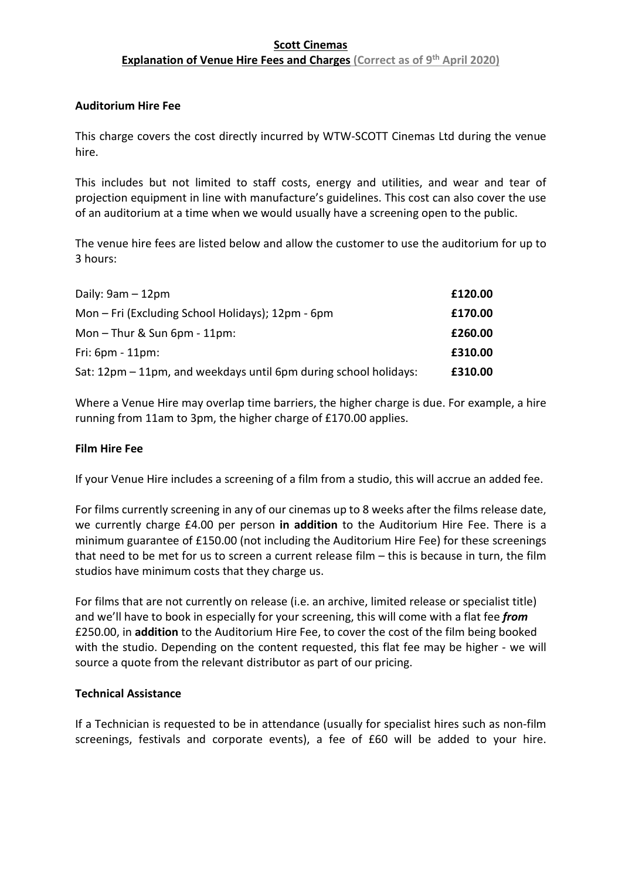# Scott Cinemas

## Explanation of Venue Hire Fees and Charges (Correct as of 9th April 2020)

### Auditorium Hire Fee

This charge covers the cost directly incurred by WTW-SCOTT Cinemas Ltd during the venue hire.

This includes but not limited to staff costs, energy and utilities, and wear and tear of projection equipment in line with manufacture's guidelines. This cost can also cover the use of an auditorium at a time when we would usually have a screening open to the public.

The venue hire fees are listed below and allow the customer to use the auditorium for up to 3 hours:

| | |
|---|---|
| Daily: 9am – 12pm | **£120.00** |
| Mon – Fri (Excluding School Holidays); 12pm - 6pm | **£170.00** |
| Mon – Thur & Sun 6pm - 11pm: | **£260.00** |
| Fri: 6pm - 11pm: | **£310.00** |
| Sat: 12pm – 11pm, and weekdays until 6pm during school holidays: | **£310.00** |

Where a Venue Hire may overlap time barriers, the higher charge is due. For example, a hire running from 11am to 3pm, the higher charge of £170.00 applies.

### Film Hire Fee

If your Venue Hire includes a screening of a film from a studio, this will accrue an added fee.

For films currently screening in any of our cinemas up to 8 weeks after the films release date, we currently charge £4.00 per person **in addition** to the Auditorium Hire Fee. There is a minimum guarantee of £150.00 (not including the Auditorium Hire Fee) for these screenings that need to be met for us to screen a current release film – this is because in turn, the film studios have minimum costs that they charge us.

For films that are not currently on release (i.e. an archive, limited release or specialist title) and we'll have to book in especially for your screening, this will come with a flat fee ***from*** £250.00, in **addition** to the Auditorium Hire Fee, to cover the cost of the film being booked with the studio. Depending on the content requested, this flat fee may be higher - we will source a quote from the relevant distributor as part of our pricing.

### Technical Assistance

If a Technician is requested to be in attendance (usually for specialist hires such as non-film screenings, festivals and corporate events), a fee of £60 will be added to your hire.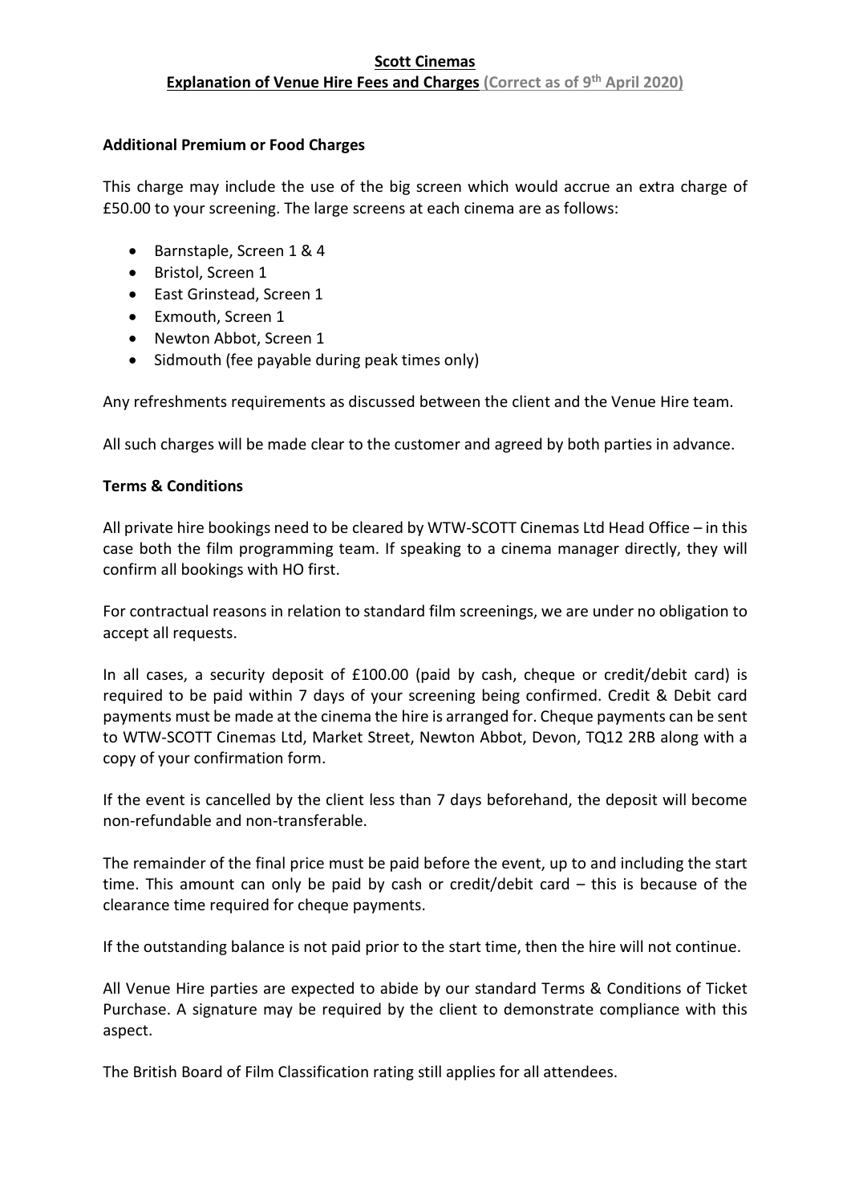**Scott Cinemas**

**Explanation of Venue Hire Fees and Charges (Correct as of 9th April 2020)**

**Additional Premium or Food Charges**

This charge may include the use of the big screen which would accrue an extra charge of £50.00 to your screening. The large screens at each cinema are as follows:

- Barnstaple, Screen 1 & 4
- Bristol, Screen 1
- East Grinstead, Screen 1
- Exmouth, Screen 1
- Newton Abbot, Screen 1
- Sidmouth (fee payable during peak times only)

Any refreshments requirements as discussed between the client and the Venue Hire team.

All such charges will be made clear to the customer and agreed by both parties in advance.

**Terms & Conditions**

All private hire bookings need to be cleared by WTW-SCOTT Cinemas Ltd Head Office – in this case both the film programming team. If speaking to a cinema manager directly, they will confirm all bookings with HO first.

For contractual reasons in relation to standard film screenings, we are under no obligation to accept all requests.

In all cases, a security deposit of £100.00 (paid by cash, cheque or credit/debit card) is required to be paid within 7 days of your screening being confirmed. Credit & Debit card payments must be made at the cinema the hire is arranged for. Cheque payments can be sent to WTW-SCOTT Cinemas Ltd, Market Street, Newton Abbot, Devon, TQ12 2RB along with a copy of your confirmation form.

If the event is cancelled by the client less than 7 days beforehand, the deposit will become non-refundable and non-transferable.

The remainder of the final price must be paid before the event, up to and including the start time. This amount can only be paid by cash or credit/debit card – this is because of the clearance time required for cheque payments.

If the outstanding balance is not paid prior to the start time, then the hire will not continue.

All Venue Hire parties are expected to abide by our standard Terms & Conditions of Ticket Purchase. A signature may be required by the client to demonstrate compliance with this aspect.

The British Board of Film Classification rating still applies for all attendees.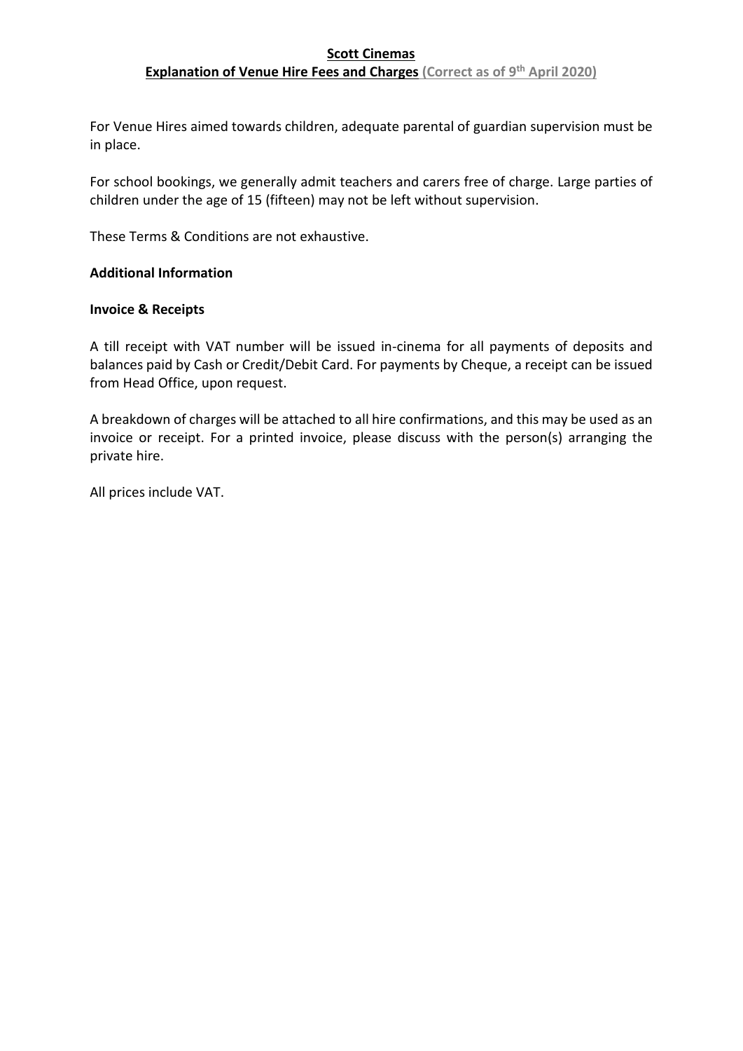**Scott Cinemas**

**Explanation of Venue Hire Fees and Charges (Correct as of 9th April 2020)**

For Venue Hires aimed towards children, adequate parental of guardian supervision must be in place.

For school bookings, we generally admit teachers and carers free of charge. Large parties of children under the age of 15 (fifteen) may not be left without supervision.

These Terms & Conditions are not exhaustive.

**Additional Information**

**Invoice & Receipts**

A till receipt with VAT number will be issued in-cinema for all payments of deposits and balances paid by Cash or Credit/Debit Card. For payments by Cheque, a receipt can be issued from Head Office, upon request.

A breakdown of charges will be attached to all hire confirmations, and this may be used as an invoice or receipt. For a printed invoice, please discuss with the person(s) arranging the private hire.

All prices include VAT.